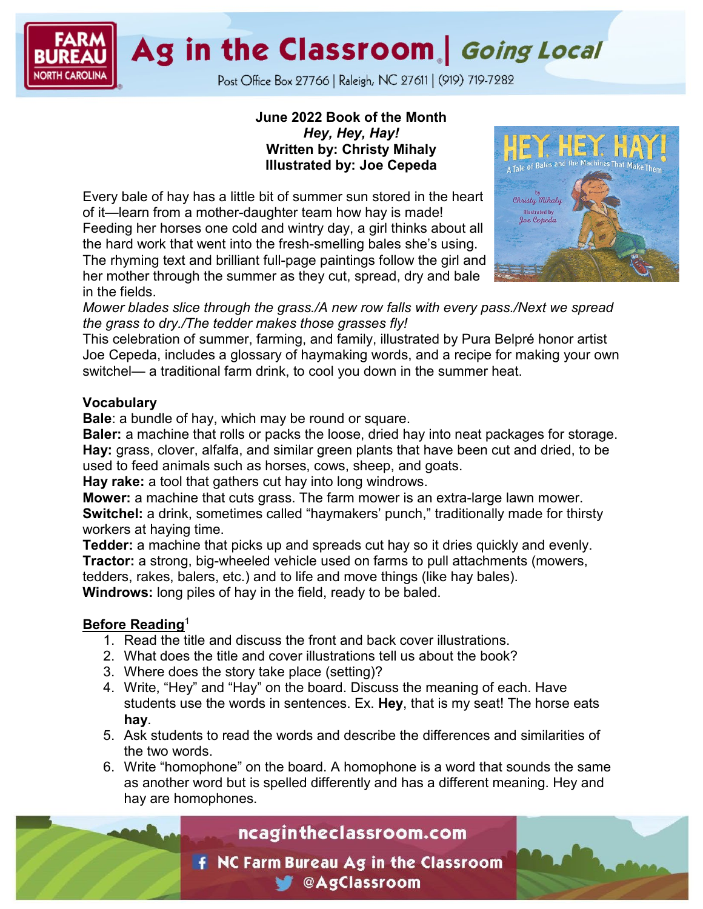June 2022 Book of the Month

***Hey, Hey, Hay!***

**Written by: Christy Mihaly**

**Illustrated by: Joe Cepeda**

Every bale of hay has a little bit of summer sun stored in the heart of it—learn from a mother-daughter team how hay is made! Feeding her horses one cold and wintry day, a girl thinks about all the hard work that went into the fresh-smelling bales she's using. The rhyming text and brilliant full-page paintings follow the girl and her mother through the summer as they cut, spread, dry and bale in the fields.

*Mower blades slice through the grass./A new row falls with every pass./Next we spread the grass to dry./The tedder makes those grasses fly!*

This celebration of summer, farming, and family, illustrated by Pura Belpré honor artist Joe Cepeda, includes a glossary of haymaking words, and a recipe for making your own switchel— a traditional farm drink, to cool you down in the summer heat.

**Vocabulary**

**Bale**: a bundle of hay, which may be round or square.

**Baler:** a machine that rolls or packs the loose, dried hay into neat packages for storage.

**Hay:** grass, clover, alfalfa, and similar green plants that have been cut and dried, to be used to feed animals such as horses, cows, sheep, and goats.

**Hay rake:** a tool that gathers cut hay into long windrows.

**Mower:** a machine that cuts grass. The farm mower is an extra-large lawn mower.

**Switchel:** a drink, sometimes called "haymakers' punch," traditionally made for thirsty workers at haying time.

**Tedder:** a machine that picks up and spreads cut hay so it dries quickly and evenly.

**Tractor:** a strong, big-wheeled vehicle used on farms to pull attachments (mowers, tedders, rakes, balers, etc.) and to life and move things (like hay bales).

**Windrows:** long piles of hay in the field, ready to be baled.

**Before Reading**[1]

1. Read the title and discuss the front and back cover illustrations.
2. What does the title and cover illustrations tell us about the book?
3. Where does the story take place (setting)?
4. Write, "Hey" and "Hay" on the board. Discuss the meaning of each. Have students use the words in sentences. Ex. **Hey**, that is my seat! The horse eats **hay**.
5. Ask students to read the words and describe the differences and similarities of the two words.
6. Write "homophone" on the board. A homophone is a word that sounds the same as another word but is spelled differently and has a different meaning. Hey and hay are homophones.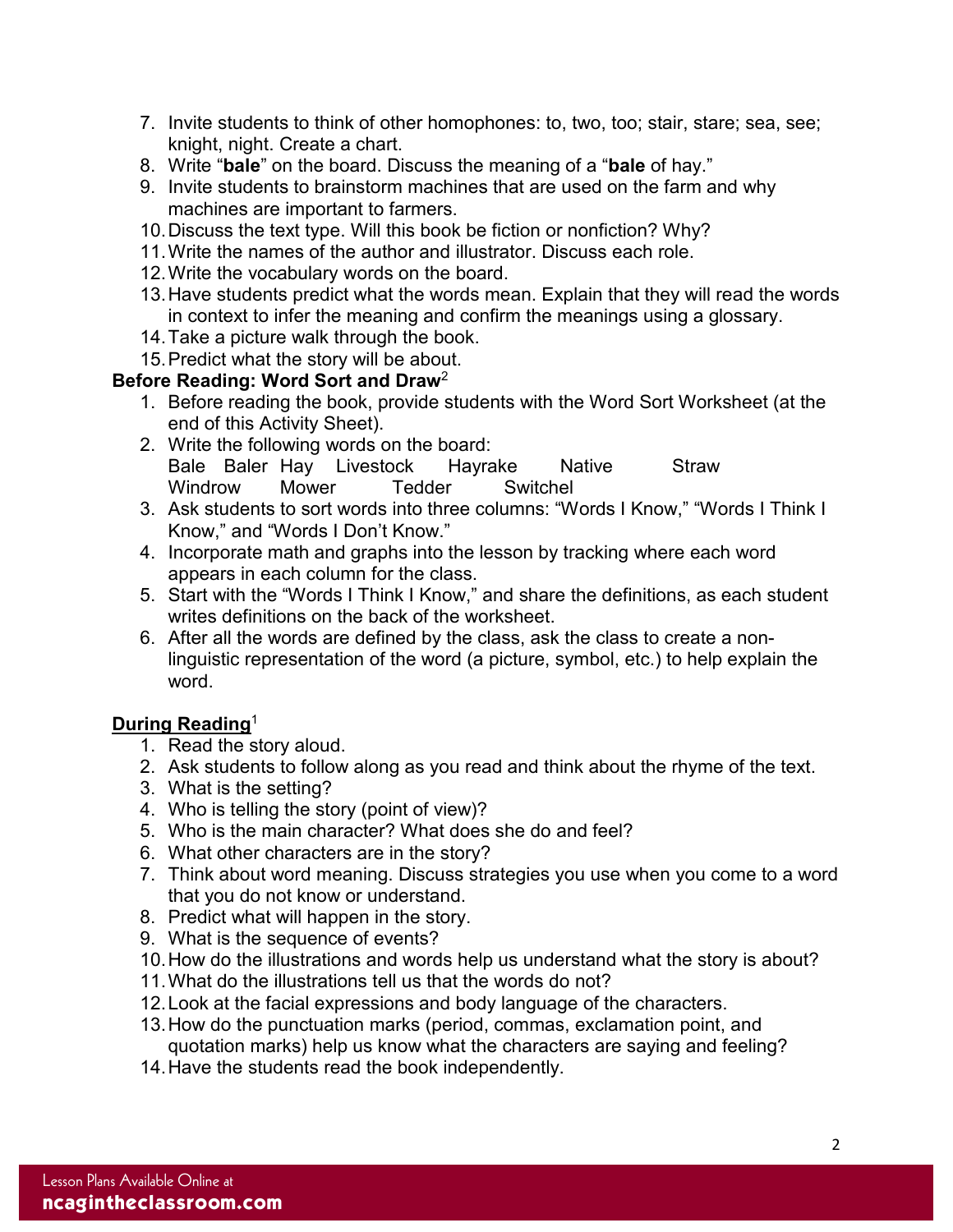7. Invite students to think of other homophones: to, two, too; stair, stare; sea, see; knight, night. Create a chart.
8. Write "**bale**" on the board. Discuss the meaning of a "**bale** of hay."
9. Invite students to brainstorm machines that are used on the farm and why machines are important to farmers.
10. Discuss the text type. Will this book be fiction or nonfiction? Why?
11. Write the names of the author and illustrator. Discuss each role.
12. Write the vocabulary words on the board.
13. Have students predict what the words mean. Explain that they will read the words in context to infer the meaning and confirm the meanings using a glossary.
14. Take a picture walk through the book.
15. Predict what the story will be about.

**Before Reading: Word Sort and Draw**[2]

1. Before reading the book, provide students with the Word Sort Worksheet (at the end of this Activity Sheet).
2. Write the following words on the board:
   Bale Baler Hay Livestock Hayrake Native Straw
   Windrow Mower Tedder Switchel
3. Ask students to sort words into three columns: "Words I Know," "Words I Think I Know," and "Words I Don't Know."
4. Incorporate math and graphs into the lesson by tracking where each word appears in each column for the class.
5. Start with the "Words I Think I Know," and share the definitions, as each student writes definitions on the back of the worksheet.
6. After all the words are defined by the class, ask the class to create a non-linguistic representation of the word (a picture, symbol, etc.) to help explain the word.

**<u>During Reading</u>**[1]

1. Read the story aloud.
2. Ask students to follow along as you read and think about the rhyme of the text.
3. What is the setting?
4. Who is telling the story (point of view)?
5. Who is the main character? What does she do and feel?
6. What other characters are in the story?
7. Think about word meaning. Discuss strategies you use when you come to a word that you do not know or understand.
8. Predict what will happen in the story.
9. What is the sequence of events?
10. How do the illustrations and words help us understand what the story is about?
11. What do the illustrations tell us that the words do not?
12. Look at the facial expressions and body language of the characters.
13. How do the punctuation marks (period, commas, exclamation point, and quotation marks) help us know what the characters are saying and feeling?
14. Have the students read the book independently.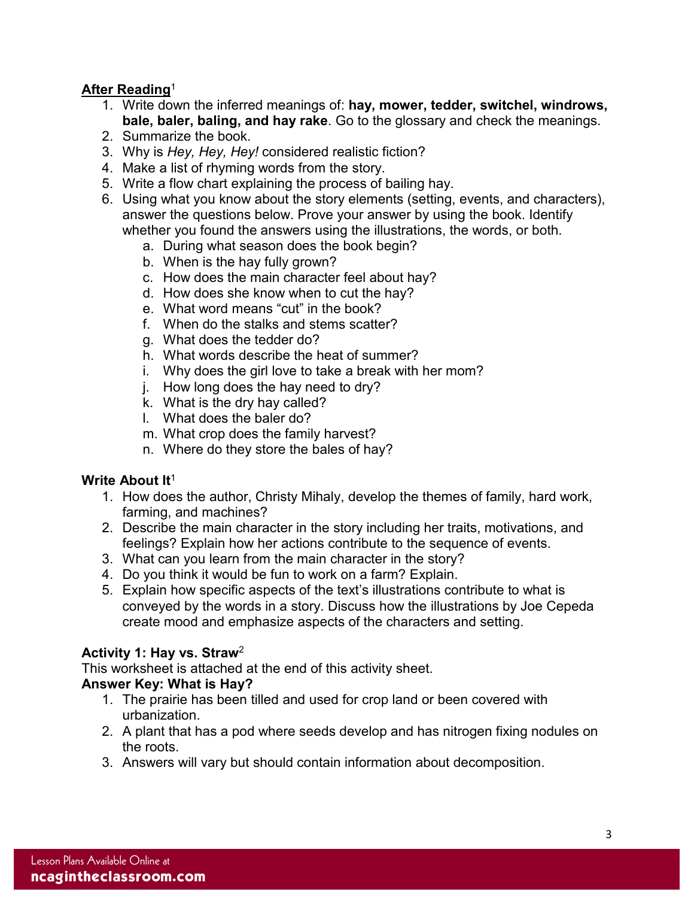## After Reading[1]

1. Write down the inferred meanings of: **hay, mower, tedder, switchel, windrows, bale, baler, baling, and hay rake**. Go to the glossary and check the meanings.
2. Summarize the book.
3. Why is *Hey, Hey, Hey!* considered realistic fiction?
4. Make a list of rhyming words from the story.
5. Write a flow chart explaining the process of bailing hay.
6. Using what you know about the story elements (setting, events, and characters), answer the questions below. Prove your answer by using the book. Identify whether you found the answers using the illustrations, the words, or both.
   a. During what season does the book begin?
   b. When is the hay fully grown?
   c. How does the main character feel about hay?
   d. How does she know when to cut the hay?
   e. What word means "cut" in the book?
   f. When do the stalks and stems scatter?
   g. What does the tedder do?
   h. What words describe the heat of summer?
   i. Why does the girl love to take a break with her mom?
   j. How long does the hay need to dry?
   k. What is the dry hay called?
   l. What does the baler do?
   m. What crop does the family harvest?
   n. Where do they store the bales of hay?

### Write About It[1]

1. How does the author, Christy Mihaly, develop the themes of family, hard work, farming, and machines?
2. Describe the main character in the story including her traits, motivations, and feelings? Explain how her actions contribute to the sequence of events.
3. What can you learn from the main character in the story?
4. Do you think it would be fun to work on a farm? Explain.
5. Explain how specific aspects of the text's illustrations contribute to what is conveyed by the words in a story. Discuss how the illustrations by Joe Cepeda create mood and emphasize aspects of the characters and setting.

### Activity 1: Hay vs. Straw[2]

This worksheet is attached at the end of this activity sheet.

**Answer Key: What is Hay?**

1. The prairie has been tilled and used for crop land or been covered with urbanization.
2. A plant that has a pod where seeds develop and has nitrogen fixing nodules on the roots.
3. Answers will vary but should contain information about decomposition.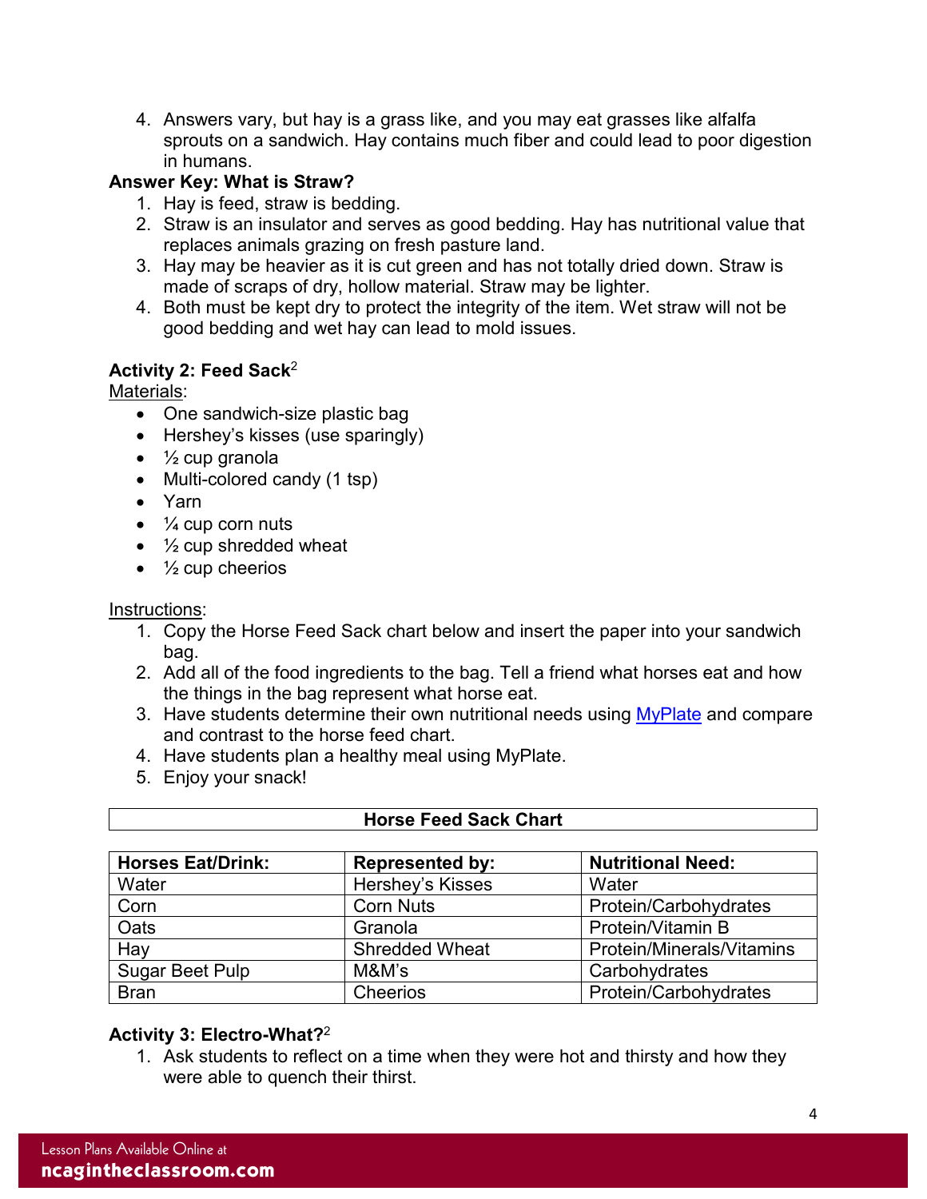4. Answers vary, but hay is a grass like, and you may eat grasses like alfalfa sprouts on a sandwich. Hay contains much fiber and could lead to poor digestion in humans.

**Answer Key: What is Straw?**

1. Hay is feed, straw is bedding.
2. Straw is an insulator and serves as good bedding. Hay has nutritional value that replaces animals grazing on fresh pasture land.
3. Hay may be heavier as it is cut green and has not totally dried down. Straw is made of scraps of dry, hollow material. Straw may be lighter.
4. Both must be kept dry to protect the integrity of the item. Wet straw will not be good bedding and wet hay can lead to mold issues.

### Activity 2: Feed Sack[2]

Materials:

- One sandwich-size plastic bag
- Hershey's kisses (use sparingly)
- ½ cup granola
- Multi-colored candy (1 tsp)
- Yarn
- ¼ cup corn nuts
- ½ cup shredded wheat
- ½ cup cheerios

Instructions:

1. Copy the Horse Feed Sack chart below and insert the paper into your sandwich bag.
2. Add all of the food ingredients to the bag. Tell a friend what horses eat and how the things in the bag represent what horse eat.
3. Have students determine their own nutritional needs using [MyPlate]() and compare and contrast to the horse feed chart.
4. Have students plan a healthy meal using MyPlate.
5. Enjoy your snack!

**Horse Feed Sack Chart**

| Horses Eat/Drink: | Represented by: | Nutritional Need: |
|---|---|---|
| Water | Hershey's Kisses | Water |
| Corn | Corn Nuts | Protein/Carbohydrates |
| Oats | Granola | Protein/Vitamin B |
| Hay | Shredded Wheat | Protein/Minerals/Vitamins |
| Sugar Beet Pulp | M&M's | Carbohydrates |
| Bran | Cheerios | Protein/Carbohydrates |

### Activity 3: Electro-What?[2]

1. Ask students to reflect on a time when they were hot and thirsty and how they were able to quench their thirst.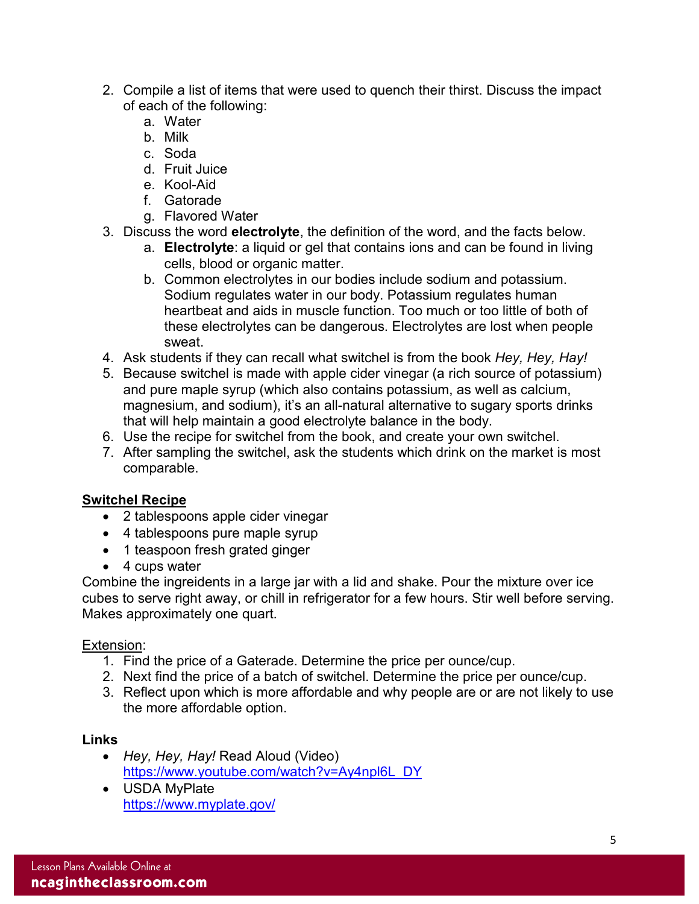2. Compile a list of items that were used to quench their thirst. Discuss the impact of each of the following:
    a. Water
    b. Milk
    c. Soda
    d. Fruit Juice
    e. Kool-Aid
    f. Gatorade
    g. Flavored Water
3. Discuss the word **electrolyte**, the definition of the word, and the facts below.
    a. **Electrolyte**: a liquid or gel that contains ions and can be found in living cells, blood or organic matter.
    b. Common electrolytes in our bodies include sodium and potassium. Sodium regulates water in our body. Potassium regulates human heartbeat and aids in muscle function. Too much or too little of both of these electrolytes can be dangerous. Electrolytes are lost when people sweat.
4. Ask students if they can recall what switchel is from the book *Hey, Hey, Hay!*
5. Because switchel is made with apple cider vinegar (a rich source of potassium) and pure maple syrup (which also contains potassium, as well as calcium, magnesium, and sodium), it's an all-natural alternative to sugary sports drinks that will help maintain a good electrolyte balance in the body.
6. Use the recipe for switchel from the book, and create your own switchel.
7. After sampling the switchel, ask the students which drink on the market is most comparable.

**Switchel Recipe**

- 2 tablespoons apple cider vinegar
- 4 tablespoons pure maple syrup
- 1 teaspoon fresh grated ginger
- 4 cups water

Combine the ingreidents in a large jar with a lid and shake. Pour the mixture over ice cubes to serve right away, or chill in refrigerator for a few hours. Stir well before serving. Makes approximately one quart.

Extension:

1. Find the price of a Gaterade. Determine the price per ounce/cup.
2. Next find the price of a batch of switchel. Determine the price per ounce/cup.
3. Reflect upon which is more affordable and why people are or are not likely to use the more affordable option.

**Links**

- *Hey, Hey, Hay!* Read Aloud (Video)
  https://www.youtube.com/watch?v=Ay4npl6L_DY
- USDA MyPlate
  https://www.myplate.gov/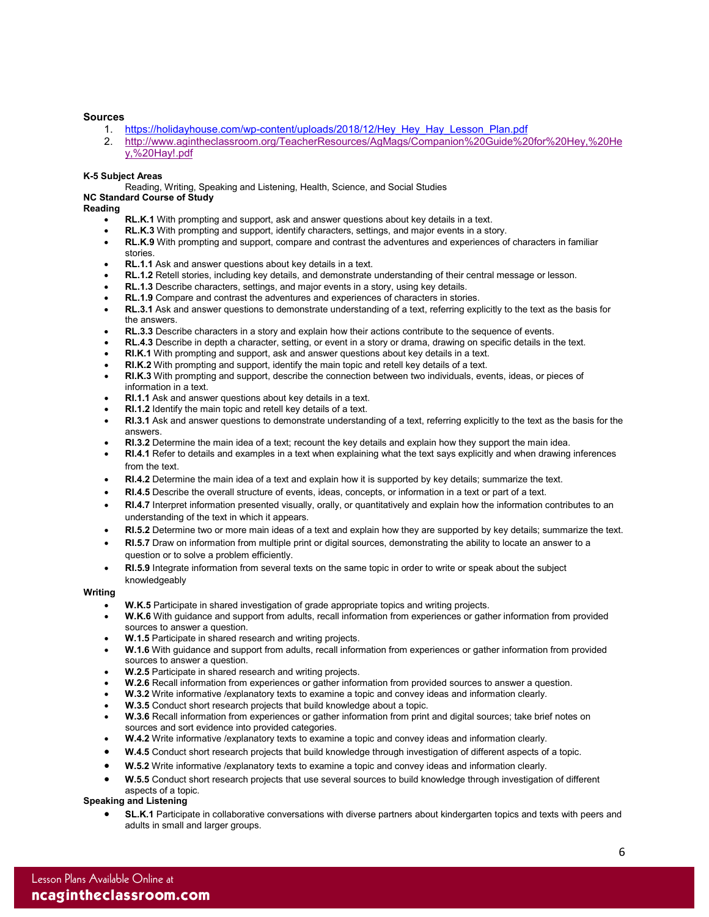### Sources

1. https://holidayhouse.com/wp-content/uploads/2018/12/Hey_Hey_Hay_Lesson_Plan.pdf
2. http://www.agintheclassroom.org/TeacherResources/AgMags/Companion%20Guide%20for%20Hey,%20Hey,%20Hay!.pdf

**K-5 Subject Areas**

Reading, Writing, Speaking and Listening, Health, Science, and Social Studies

**NC Standard Course of Study**

**Reading**

- **RL.K.1** With prompting and support, ask and answer questions about key details in a text.
- **RL.K.3** With prompting and support, identify characters, settings, and major events in a story.
- **RL.K.9** With prompting and support, compare and contrast the adventures and experiences of characters in familiar stories.
- **RL.1.1** Ask and answer questions about key details in a text.
- **RL.1.2** Retell stories, including key details, and demonstrate understanding of their central message or lesson.
- **RL.1.3** Describe characters, settings, and major events in a story, using key details.
- **RL.1.9** Compare and contrast the adventures and experiences of characters in stories.
- **RL.3.1** Ask and answer questions to demonstrate understanding of a text, referring explicitly to the text as the basis for the answers.
- **RL.3.3** Describe characters in a story and explain how their actions contribute to the sequence of events.
- **RL.4.3** Describe in depth a character, setting, or event in a story or drama, drawing on specific details in the text.
- **RI.K.1** With prompting and support, ask and answer questions about key details in a text.
- **RI.K.2** With prompting and support, identify the main topic and retell key details of a text.
- **RI.K.3** With prompting and support, describe the connection between two individuals, events, ideas, or pieces of information in a text.
- **RI.1.1** Ask and answer questions about key details in a text.
- **RI.1.2** Identify the main topic and retell key details of a text.
- **RI.3.1** Ask and answer questions to demonstrate understanding of a text, referring explicitly to the text as the basis for the answers.
- **RI.3.2** Determine the main idea of a text; recount the key details and explain how they support the main idea.
- **RI.4.1** Refer to details and examples in a text when explaining what the text says explicitly and when drawing inferences from the text.
- **RI.4.2** Determine the main idea of a text and explain how it is supported by key details; summarize the text.
- **RI.4.5** Describe the overall structure of events, ideas, concepts, or information in a text or part of a text.
- **RI.4.7** Interpret information presented visually, orally, or quantitatively and explain how the information contributes to an understanding of the text in which it appears.
- **RI.5.2** Determine two or more main ideas of a text and explain how they are supported by key details; summarize the text.
- **RI.5.7** Draw on information from multiple print or digital sources, demonstrating the ability to locate an answer to a question or to solve a problem efficiently.
- **RI.5.9** Integrate information from several texts on the same topic in order to write or speak about the subject knowledgeably

**Writing**

- **W.K.5** Participate in shared investigation of grade appropriate topics and writing projects.
- **W.K.6** With guidance and support from adults, recall information from experiences or gather information from provided sources to answer a question.
- **W.1.5** Participate in shared research and writing projects.
- **W.1.6** With guidance and support from adults, recall information from experiences or gather information from provided sources to answer a question.
- **W.2.5** Participate in shared research and writing projects.
- **W.2.6** Recall information from experiences or gather information from provided sources to answer a question.
- **W.3.2** Write informative /explanatory texts to examine a topic and convey ideas and information clearly.
- **W.3.5** Conduct short research projects that build knowledge about a topic.
- **W.3.6** Recall information from experiences or gather information from print and digital sources; take brief notes on sources and sort evidence into provided categories.
- **W.4.2** Write informative /explanatory texts to examine a topic and convey ideas and information clearly.
- **W.4.5** Conduct short research projects that build knowledge through investigation of different aspects of a topic.
- **W.5.2** Write informative /explanatory texts to examine a topic and convey ideas and information clearly.
- **W.5.5** Conduct short research projects that use several sources to build knowledge through investigation of different aspects of a topic.

**Speaking and Listening**

- **SL.K.1** Participate in collaborative conversations with diverse partners about kindergarten topics and texts with peers and adults in small and larger groups.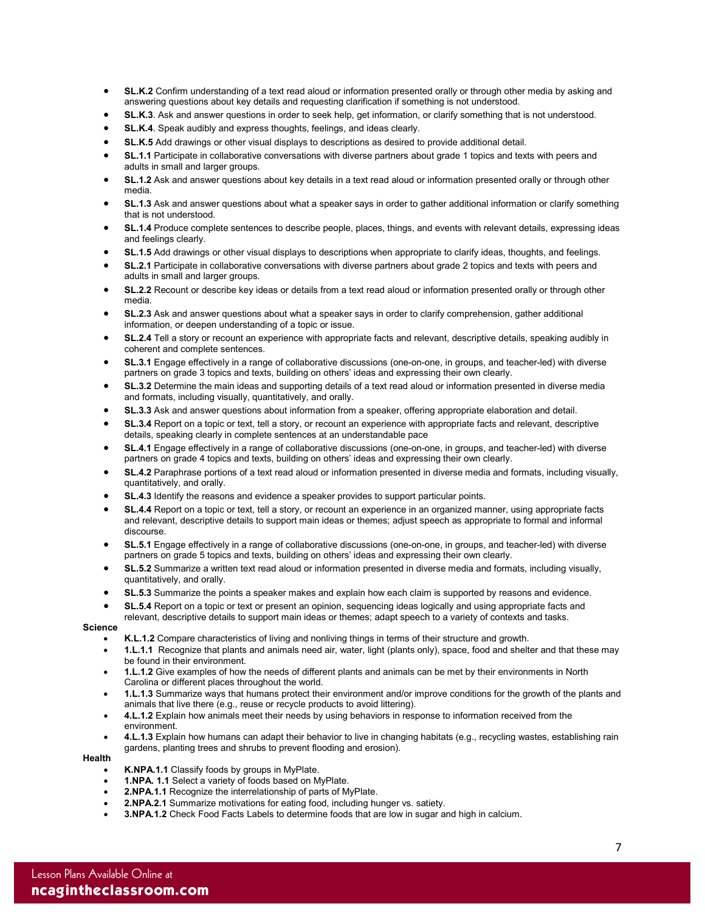- **SL.K.2** Confirm understanding of a text read aloud or information presented orally or through other media by asking and answering questions about key details and requesting clarification if something is not understood.
- **SL.K.3**. Ask and answer questions in order to seek help, get information, or clarify something that is not understood.
- **SL.K.4**. Speak audibly and express thoughts, feelings, and ideas clearly.
- **SL.K.5** Add drawings or other visual displays to descriptions as desired to provide additional detail.
- **SL.1.1** Participate in collaborative conversations with diverse partners about grade 1 topics and texts with peers and adults in small and larger groups.
- **SL.1.2** Ask and answer questions about key details in a text read aloud or information presented orally or through other media.
- **SL.1.3** Ask and answer questions about what a speaker says in order to gather additional information or clarify something that is not understood.
- **SL.1.4** Produce complete sentences to describe people, places, things, and events with relevant details, expressing ideas and feelings clearly.
- **SL.1.5** Add drawings or other visual displays to descriptions when appropriate to clarify ideas, thoughts, and feelings.
- **SL.2.1** Participate in collaborative conversations with diverse partners about grade 2 topics and texts with peers and adults in small and larger groups.
- **SL.2.2** Recount or describe key ideas or details from a text read aloud or information presented orally or through other media.
- **SL.2.3** Ask and answer questions about what a speaker says in order to clarify comprehension, gather additional information, or deepen understanding of a topic or issue.
- **SL.2.4** Tell a story or recount an experience with appropriate facts and relevant, descriptive details, speaking audibly in coherent and complete sentences.
- **SL.3.1** Engage effectively in a range of collaborative discussions (one-on-one, in groups, and teacher-led) with diverse partners on grade 3 topics and texts, building on others' ideas and expressing their own clearly.
- **SL.3.2** Determine the main ideas and supporting details of a text read aloud or information presented in diverse media and formats, including visually, quantitatively, and orally.
- **SL.3.3** Ask and answer questions about information from a speaker, offering appropriate elaboration and detail.
- **SL.3.4** Report on a topic or text, tell a story, or recount an experience with appropriate facts and relevant, descriptive details, speaking clearly in complete sentences at an understandable pace
- **SL.4.1** Engage effectively in a range of collaborative discussions (one-on-one, in groups, and teacher-led) with diverse partners on grade 4 topics and texts, building on others' ideas and expressing their own clearly.
- **SL.4.2** Paraphrase portions of a text read aloud or information presented in diverse media and formats, including visually, quantitatively, and orally.
- **SL.4.3** Identify the reasons and evidence a speaker provides to support particular points.
- **SL.4.4** Report on a topic or text, tell a story, or recount an experience in an organized manner, using appropriate facts and relevant, descriptive details to support main ideas or themes; adjust speech as appropriate to formal and informal discourse.
- **SL.5.1** Engage effectively in a range of collaborative discussions (one-on-one, in groups, and teacher-led) with diverse partners on grade 5 topics and texts, building on others' ideas and expressing their own clearly.
- **SL.5.2** Summarize a written text read aloud or information presented in diverse media and formats, including visually, quantitatively, and orally.
- **SL.5.3** Summarize the points a speaker makes and explain how each claim is supported by reasons and evidence.
- **SL.5.4** Report on a topic or text or present an opinion, sequencing ideas logically and using appropriate facts and relevant, descriptive details to support main ideas or themes; adapt speech to a variety of contexts and tasks.

**Science**

- **K.L.1.2** Compare characteristics of living and nonliving things in terms of their structure and growth.
- **1.L.1.1** Recognize that plants and animals need air, water, light (plants only), space, food and shelter and that these may be found in their environment.
- **1.L.1.2** Give examples of how the needs of different plants and animals can be met by their environments in North Carolina or different places throughout the world.
- **1.L.1.3** Summarize ways that humans protect their environment and/or improve conditions for the growth of the plants and animals that live there (e.g., reuse or recycle products to avoid littering).
- **4.L.1.2** Explain how animals meet their needs by using behaviors in response to information received from the environment.
- **4.L.1.3** Explain how humans can adapt their behavior to live in changing habitats (e.g., recycling wastes, establishing rain gardens, planting trees and shrubs to prevent flooding and erosion).

**Health**

- **K.NPA.1.1** Classify foods by groups in MyPlate.
- **1.NPA. 1.1** Select a variety of foods based on MyPlate.
- **2.NPA.1.1** Recognize the interrelationship of parts of MyPlate.
- **2.NPA.2.1** Summarize motivations for eating food, including hunger vs. satiety.
- **3.NPA.1.2** Check Food Facts Labels to determine foods that are low in sugar and high in calcium.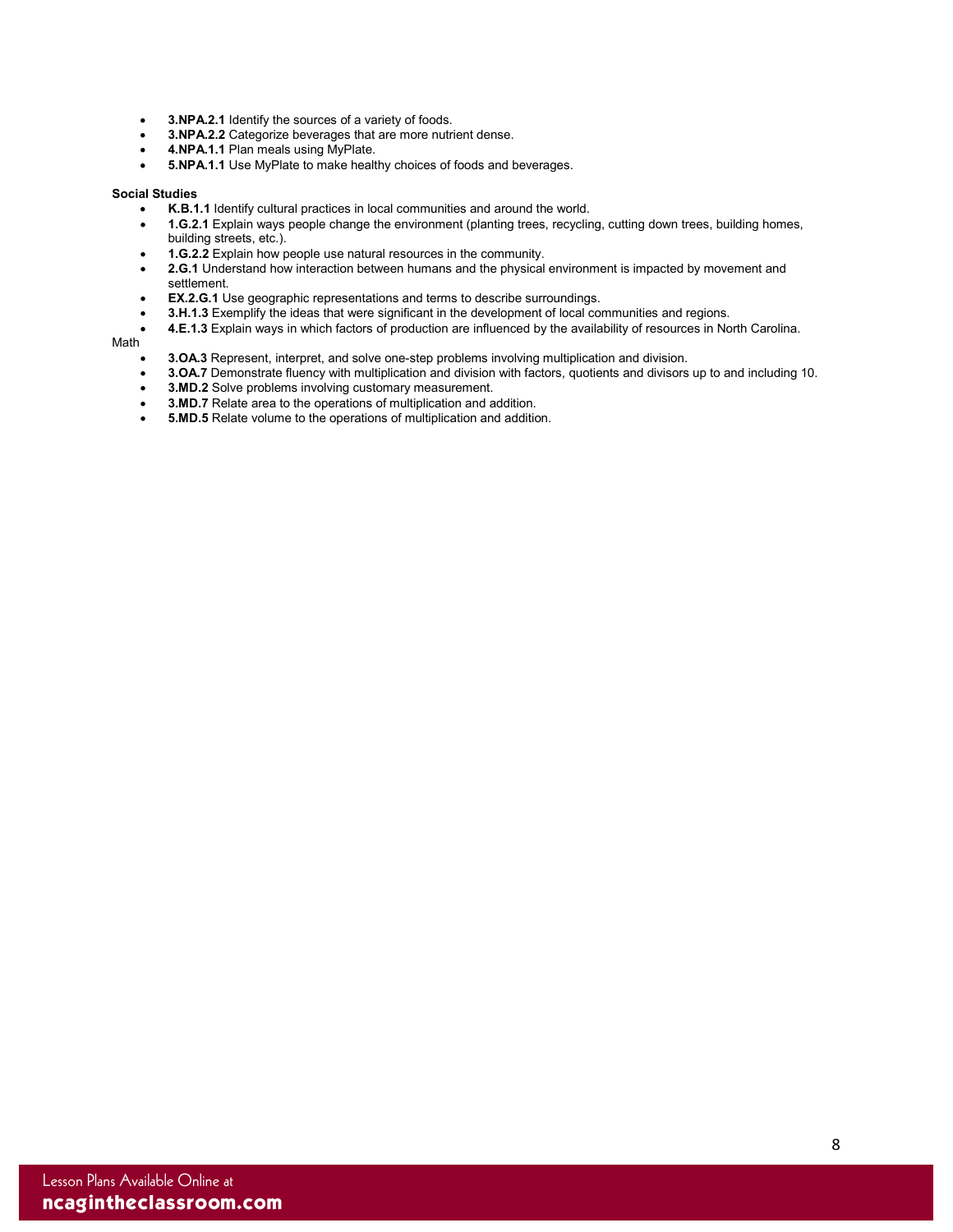- **3.NPA.2.1** Identify the sources of a variety of foods.
- **3.NPA.2.2** Categorize beverages that are more nutrient dense.
- **4.NPA.1.1** Plan meals using MyPlate.
- **5.NPA.1.1** Use MyPlate to make healthy choices of foods and beverages.

**Social Studies**

- **K.B.1.1** Identify cultural practices in local communities and around the world.
- **1.G.2.1** Explain ways people change the environment (planting trees, recycling, cutting down trees, building homes, building streets, etc.).
- **1.G.2.2** Explain how people use natural resources in the community.
- **2.G.1** Understand how interaction between humans and the physical environment is impacted by movement and settlement.
- **EX.2.G.1** Use geographic representations and terms to describe surroundings.
- **3.H.1.3** Exemplify the ideas that were significant in the development of local communities and regions.
- **4.E.1.3** Explain ways in which factors of production are influenced by the availability of resources in North Carolina.

Math

- **3.OA.3** Represent, interpret, and solve one-step problems involving multiplication and division.
- **3.OA.7** Demonstrate fluency with multiplication and division with factors, quotients and divisors up to and including 10.
- **3.MD.2** Solve problems involving customary measurement.
- **3.MD.7** Relate area to the operations of multiplication and addition.
- **5.MD.5** Relate volume to the operations of multiplication and addition.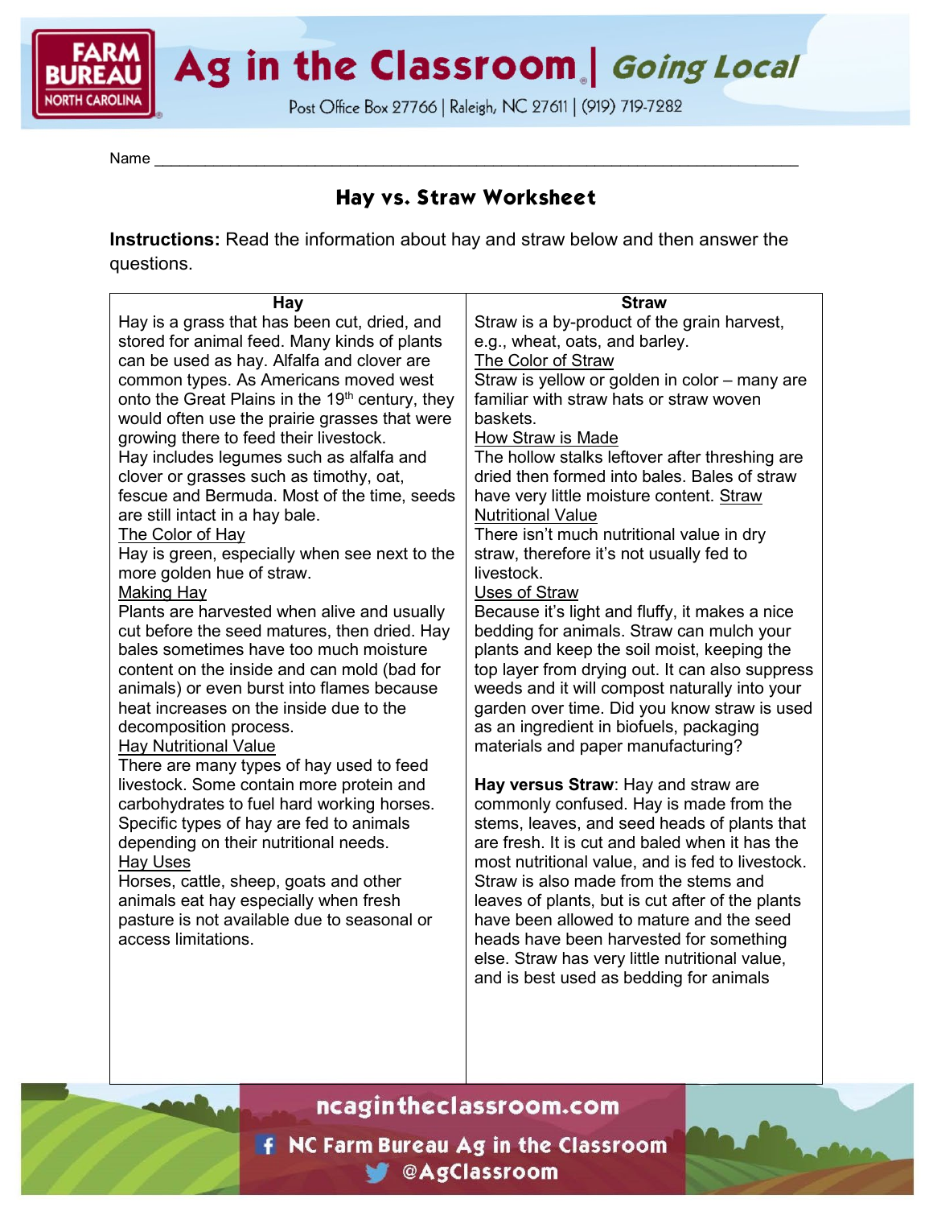Name ___________________________________________________________________________

## Hay vs. Straw Worksheet

**Instructions:** Read the information about hay and straw below and then answer the questions.

| Hay | Straw |
|---|---|
| Hay is a grass that has been cut, dried, and stored for animal feed. Many kinds of plants can be used as hay. Alfalfa and clover are common types. As Americans moved west onto the Great Plains in the 19th century, they would often use the prairie grasses that were growing there to feed their livestock.<br>Hay includes legumes such as alfalfa and clover or grasses such as timothy, oat, fescue and Bermuda. Most of the time, seeds are still intact in a hay bale.<br><u>The Color of Hay</u><br>Hay is green, especially when see next to the more golden hue of straw.<br><u>Making Hay</u><br>Plants are harvested when alive and usually cut before the seed matures, then dried. Hay bales sometimes have too much moisture content on the inside and can mold (bad for animals) or even burst into flames because heat increases on the inside due to the decomposition process.<br><u>Hay Nutritional Value</u><br>There are many types of hay used to feed livestock. Some contain more protein and carbohydrates to fuel hard working horses. Specific types of hay are fed to animals depending on their nutritional needs.<br><u>Hay Uses</u><br>Horses, cattle, sheep, goats and other animals eat hay especially when fresh pasture is not available due to seasonal or access limitations. | Straw is a by-product of the grain harvest, e.g., wheat, oats, and barley.<br><u>The Color of Straw</u><br>Straw is yellow or golden in color – many are familiar with straw hats or straw woven baskets.<br><u>How Straw is Made</u><br>The hollow stalks leftover after threshing are dried then formed into bales. Bales of straw have very little moisture content. <u>Straw Nutritional Value</u><br>There isn't much nutritional value in dry straw, therefore it's not usually fed to livestock.<br><u>Uses of Straw</u><br>Because it's light and fluffy, it makes a nice bedding for animals. Straw can mulch your plants and keep the soil moist, keeping the top layer from drying out. It can also suppress weeds and it will compost naturally into your garden over time. Did you know straw is used as an ingredient in biofuels, packaging materials and paper manufacturing?<br><br>**Hay versus Straw**: Hay and straw are commonly confused. Hay is made from the stems, leaves, and seed heads of plants that are fresh. It is cut and baled when it has the most nutritional value, and is fed to livestock. Straw is also made from the stems and leaves of plants, but is cut after of the plants have been allowed to mature and the seed heads have been harvested for something else. Straw has very little nutritional value, and is best used as bedding for animals |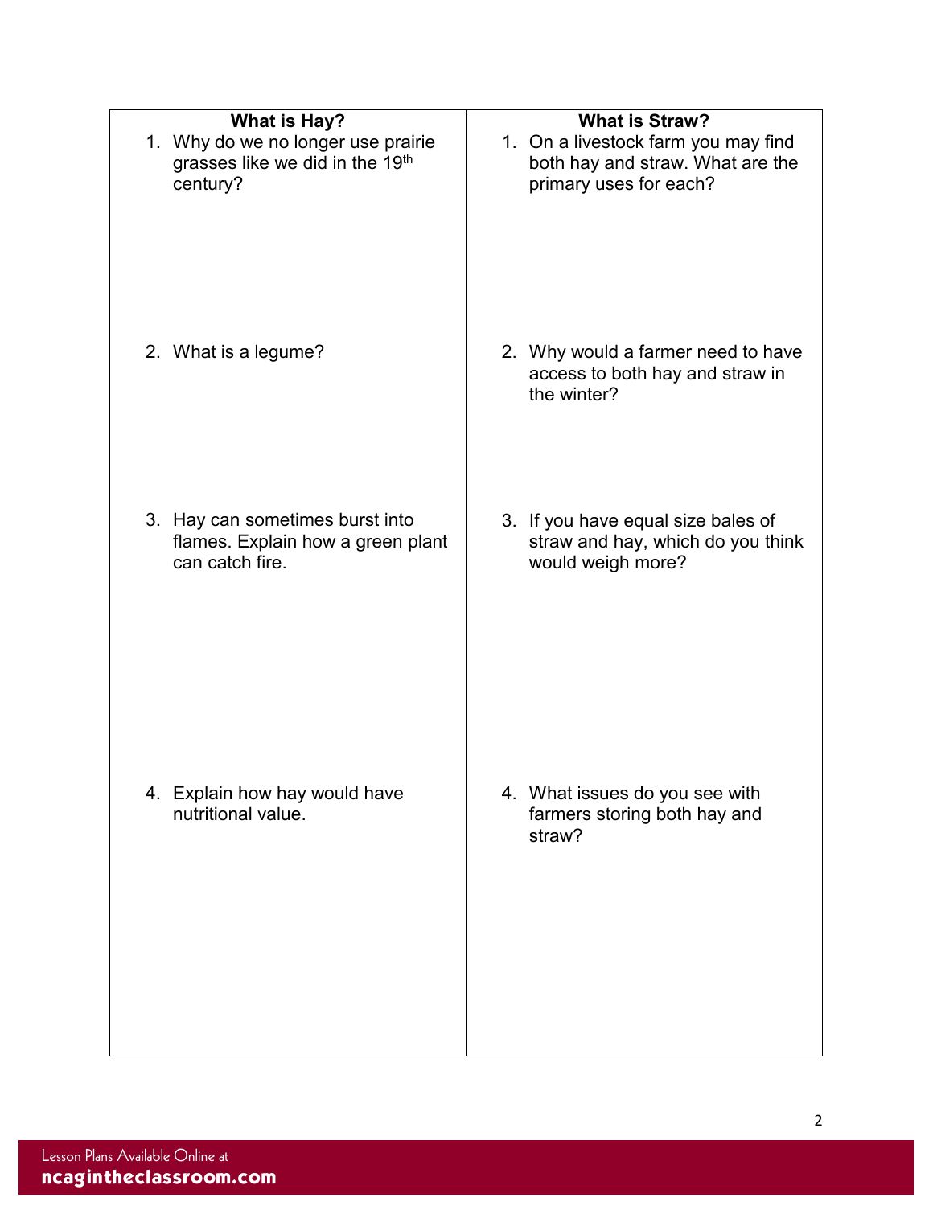| What is Hay? | What is Straw? |
| --- | --- |
| 1. Why do we no longer use prairie grasses like we did in the 19th century? | 1. On a livestock farm you may find both hay and straw. What are the primary uses for each? |
| 2. What is a legume? | 2. Why would a farmer need to have access to both hay and straw in the winter? |
| 3. Hay can sometimes burst into flames. Explain how a green plant can catch fire. | 3. If you have equal size bales of straw and hay, which do you think would weigh more? |
| 4. Explain how hay would have nutritional value. | 4. What issues do you see with farmers storing both hay and straw? |

Lesson Plans Available Online at
**ncagintheclassroom.com**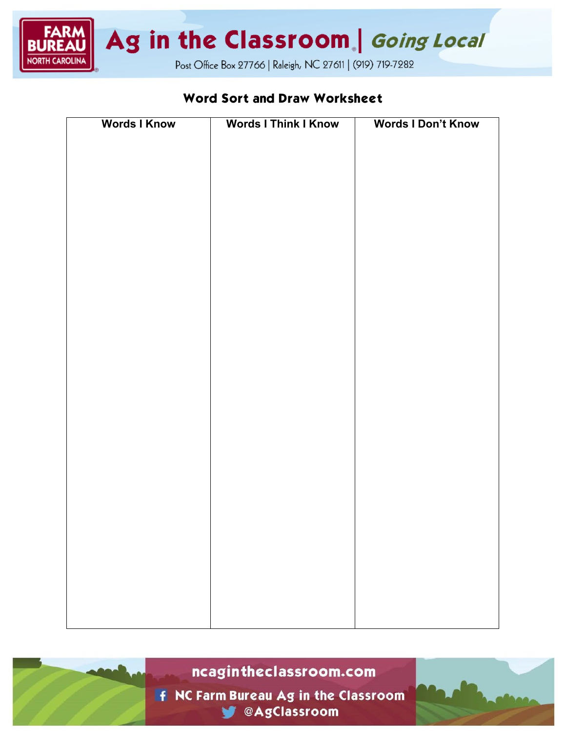# Word Sort and Draw Worksheet

| Words I Know | Words I Think I Know | Words I Don't Know |
| --- | --- | --- |
| | | |